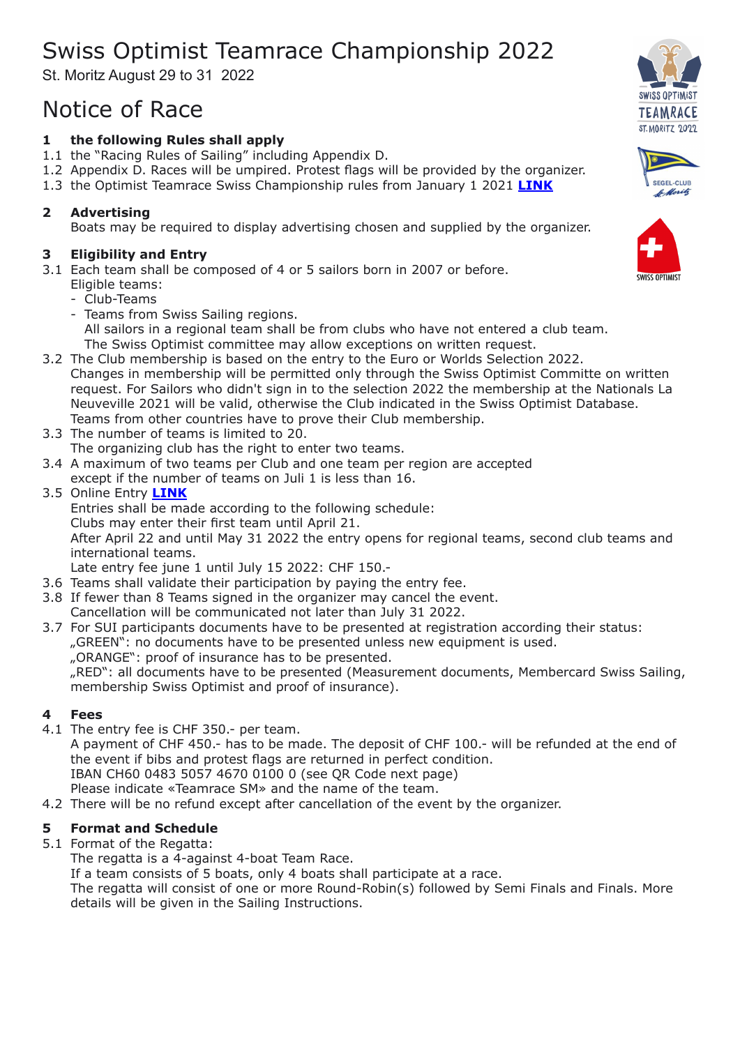# Swiss Optimist Teamrace Championship 2022

St. Moritz August 29 to 31 2022

# Notice of Race

## 1 the following Rules shall apply

1.1 the "Racing Rules of Sailing" including Appendix D.

1.2 Appendix D. Races will be umpired. Protest flags will be provided by the organizer.

1.3 the Optimist Teamrace Swiss Championship rules from January 1 2021 **LINK**

## 2 Advertising

Boats may be required to display advertising chosen and supplied by the organizer.

## 3 Eligibility and Entry

3.1 Each team shall be composed of 4 or 5 sailors born in 2007 or before.
Eligible teams:
- Club-Teams
- Teams from Swiss Sailing regions.
  All sailors in a regional team shall be from clubs who have not entered a club team.
  The Swiss Optimist committee may allow exceptions on written request.

3.2 The Club membership is based on the entry to the Euro or Worlds Selection 2022.
Changes in membership will be permitted only through the Swiss Optimist Committe on written request. For Sailors who didn't sign in to the selection 2022 the membership at the Nationals La Neuveville 2021 will be valid, otherwise the Club indicated in the Swiss Optimist Database.
Teams from other countries have to prove their Club membership.

3.3 The number of teams is limited to 20.
The organizing club has the right to enter two teams.

3.4 A maximum of two teams per Club and one team per region are accepted except if the number of teams on Juli 1 is less than 16.

3.5 Online Entry **LINK**
Entries shall be made according to the following schedule:
Clubs may enter their first team until April 21.
After April 22 and until May 31 2022 the entry opens for regional teams, second club teams and international teams.
Late entry fee june 1 until July 15 2022: CHF 150.-

3.6 Teams shall validate their participation by paying the entry fee.

3.8 If fewer than 8 Teams signed in the organizer may cancel the event.
Cancellation will be communicated not later than July 31 2022.

3.7 For SUI participants documents have to be presented at registration according their status:
„GREEN": no documents have to be presented unless new equipment is used.
„ORANGE": proof of insurance has to be presented.
„RED": all documents have to be presented (Measurement documents, Membercard Swiss Sailing, membership Swiss Optimist and proof of insurance).

## 4 Fees

4.1 The entry fee is CHF 350.- per team.
A payment of CHF 450.- has to be made. The deposit of CHF 100.- will be refunded at the end of the event if bibs and protest flags are returned in perfect condition.
IBAN CH60 0483 5057 4670 0100 0 (see QR Code next page)
Please indicate «Teamrace SM» and the name of the team.

4.2 There will be no refund except after cancellation of the event by the organizer.

## 5 Format and Schedule

5.1 Format of the Regatta:
The regatta is a 4-against 4-boat Team Race.
If a team consists of 5 boats, only 4 boats shall participate at a race.
The regatta will consist of one or more Round-Robin(s) followed by Semi Finals and Finals. More details will be given in the Sailing Instructions.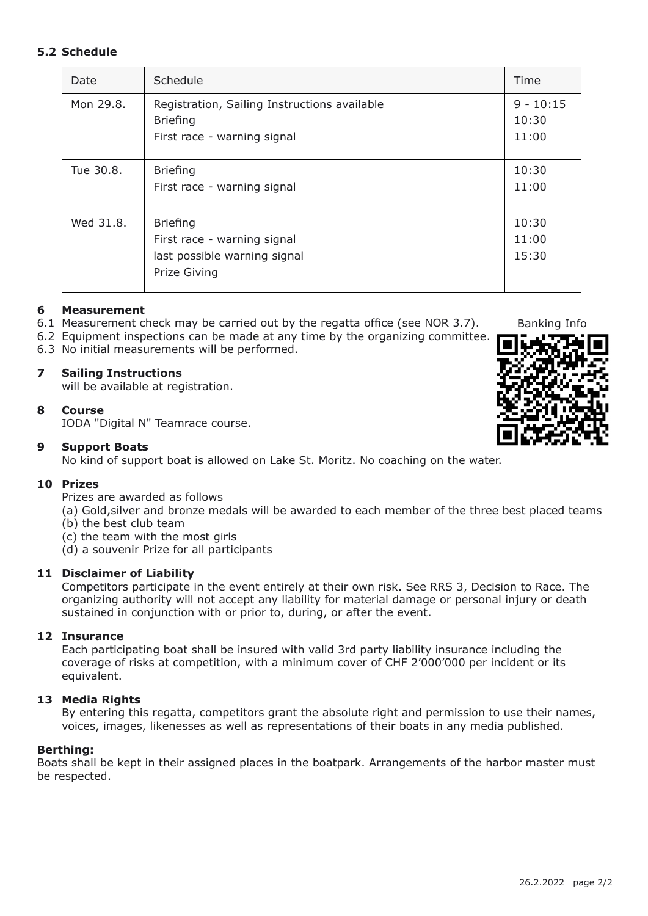### 5.2 Schedule

| Date | Schedule | Time |
|---|---|---|
| Mon 29.8. | Registration, Sailing Instructions available<br>Briefing<br>First race - warning signal | 9 - 10:15<br>10:30<br>11:00 |
| Tue 30.8. | Briefing<br>First race - warning signal | 10:30<br>11:00 |
| Wed 31.8. | Briefing<br>First race - warning signal<br>last possible warning signal<br>Prize Giving | 10:30<br>11:00<br>15:30 |

### 6 Measurement

6.1 Measurement check may be carried out by the regatta office (see NOR 3.7).
6.2 Equipment inspections can be made at any time by the organizing committee.
6.3 No initial measurements will be performed.

Banking Info

### 7 Sailing Instructions

will be available at registration.

### 8 Course

IODA "Digital N" Teamrace course.

### 9 Support Boats

No kind of support boat is allowed on Lake St. Moritz. No coaching on the water.

### 10 Prizes

Prizes are awarded as follows
(a) Gold,silver and bronze medals will be awarded to each member of the three best placed teams
(b) the best club team
(c) the team with the most girls
(d) a souvenir Prize for all participants

### 11 Disclaimer of Liability

Competitors participate in the event entirely at their own risk. See RRS 3, Decision to Race. The organizing authority will not accept any liability for material damage or personal injury or death sustained in conjunction with or prior to, during, or after the event.

### 12 Insurance

Each participating boat shall be insured with valid 3rd party liability insurance including the coverage of risks at competition, with a minimum cover of CHF 2'000'000 per incident or its equivalent.

### 13 Media Rights

By entering this regatta, competitors grant the absolute right and permission to use their names, voices, images, likenesses as well as representations of their boats in any media published.

**Berthing:**
Boats shall be kept in their assigned places in the boatpark. Arrangements of the harbor master must be respected.

26.2.2022